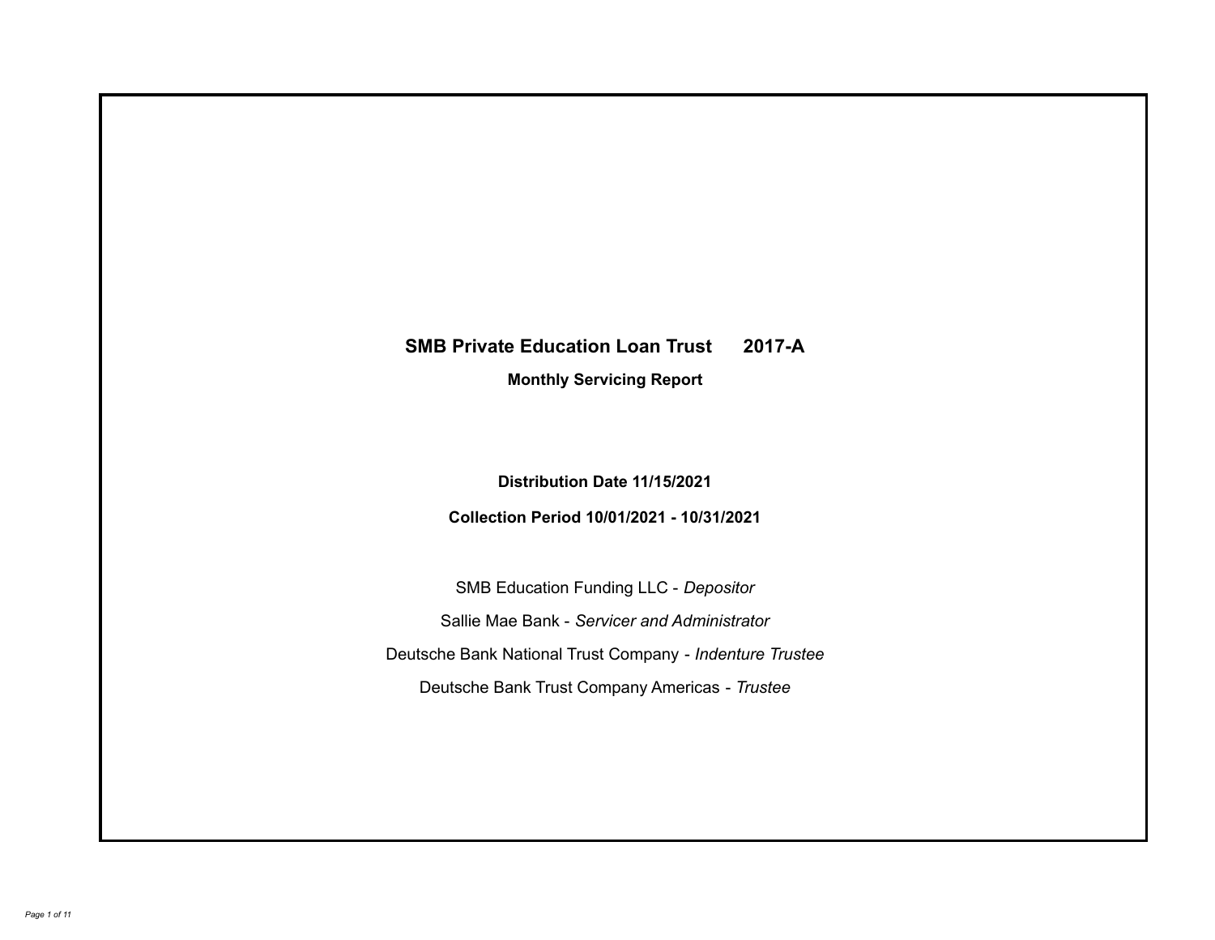# SMB Private Education Loan Trust 2017-A

## Monthly Servicing Report

**Distribution Date 11/15/2021**

**Collection Period 10/01/2021 - 10/31/2021**

SMB Education Funding LLC - *Depositor*

Sallie Mae Bank - *Servicer and Administrator*

Deutsche Bank National Trust Company - *Indenture Trustee*

Deutsche Bank Trust Company Americas - *Trustee*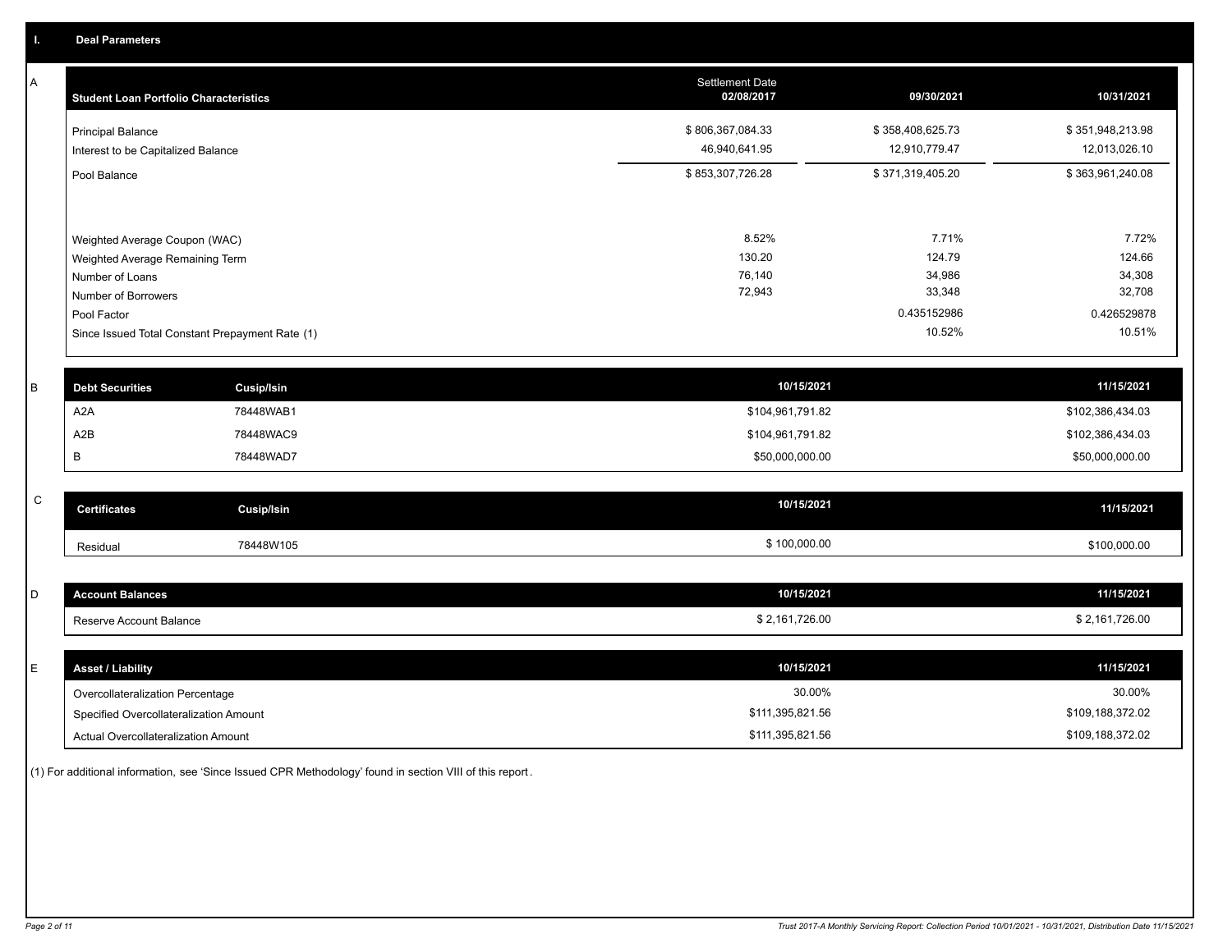## I. Deal Parameters

### A

| Student Loan Portfolio Characteristics | Settlement Date 02/08/2017 | 09/30/2021 | 10/31/2021 |
|---|---|---|---|
| Principal Balance | $ 806,367,084.33 | $ 358,408,625.73 | $ 351,948,213.98 |
| Interest to be Capitalized Balance | 46,940,641.95 | 12,910,779.47 | 12,013,026.10 |
| Pool Balance | $ 853,307,726.28 | $ 371,319,405.20 | $ 363,961,240.08 |
| Weighted Average Coupon (WAC) | 8.52% | 7.71% | 7.72% |
| Weighted Average Remaining Term | 130.20 | 124.79 | 124.66 |
| Number of Loans | 76,140 | 34,986 | 34,308 |
| Number of Borrowers | 72,943 | 33,348 | 32,708 |
| Pool Factor | | 0.435152986 | 0.426529878 |
| Since Issued Total Constant Prepayment Rate (1) | | 10.52% | 10.51% |

### B

| Debt Securities | Cusip/Isin | 10/15/2021 | 11/15/2021 |
|---|---|---|---|
| A2A | 78448WAB1 | $104,961,791.82 | $102,386,434.03 |
| A2B | 78448WAC9 | $104,961,791.82 | $102,386,434.03 |
| B | 78448WAD7 | $50,000,000.00 | $50,000,000.00 |

### C

| Certificates | Cusip/Isin | 10/15/2021 | 11/15/2021 |
|---|---|---|---|
| Residual | 78448W105 | $ 100,000.00 | $100,000.00 |

### D

| Account Balances | 10/15/2021 | 11/15/2021 |
|---|---|---|
| Reserve Account Balance | $ 2,161,726.00 | $ 2,161,726.00 |

### E

| Asset / Liability | 10/15/2021 | 11/15/2021 |
|---|---|---|
| Overcollateralization Percentage | 30.00% | 30.00% |
| Specified Overcollateralization Amount | $111,395,821.56 | $109,188,372.02 |
| Actual Overcollateralization Amount | $111,395,821.56 | $109,188,372.02 |

(1) For additional information, see 'Since Issued CPR Methodology' found in section VIII of this report.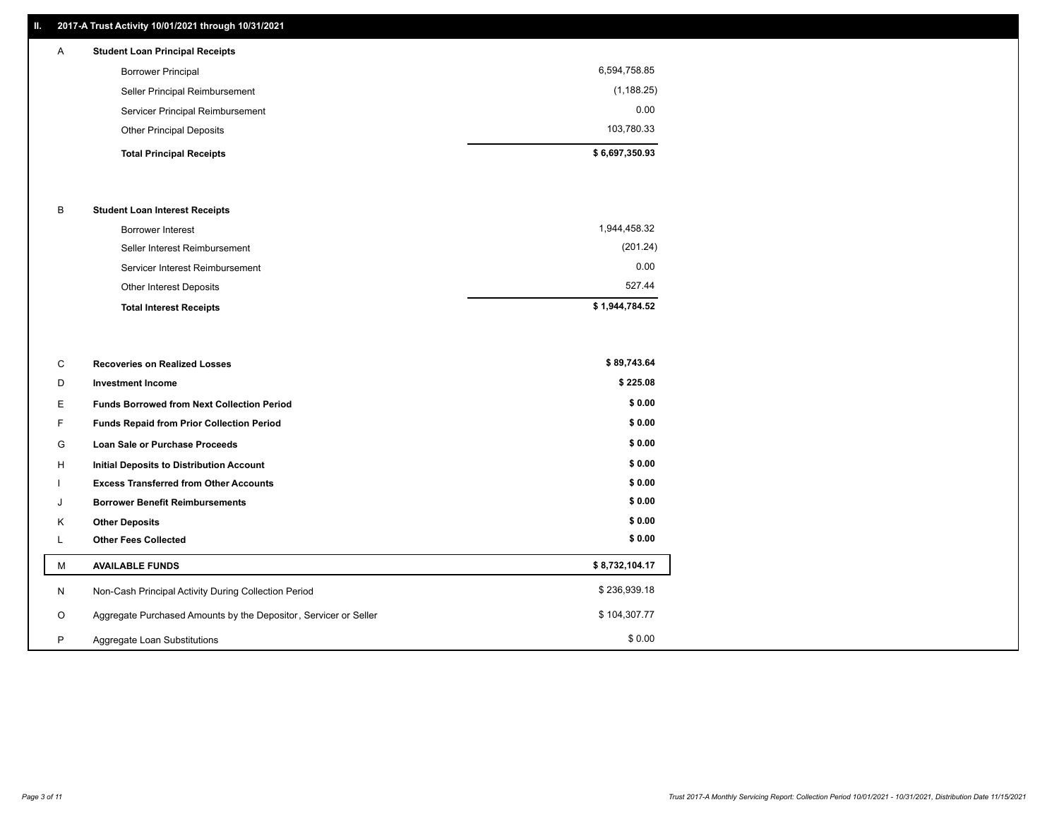## II. 2017-A Trust Activity 10/01/2021 through 10/31/2021

| | | |
|---|---|---|
| A | **Student Loan Principal Receipts** | |
| | Borrower Principal | 6,594,758.85 |
| | Seller Principal Reimbursement | (1,188.25) |
| | Servicer Principal Reimbursement | 0.00 |
| | Other Principal Deposits | 103,780.33 |
| | **Total Principal Receipts** | **$ 6,697,350.93** |
| B | **Student Loan Interest Receipts** | |
| | Borrower Interest | 1,944,458.32 |
| | Seller Interest Reimbursement | (201.24) |
| | Servicer Interest Reimbursement | 0.00 |
| | Other Interest Deposits | 527.44 |
| | **Total Interest Receipts** | **$ 1,944,784.52** |
| C | **Recoveries on Realized Losses** | **$ 89,743.64** |
| D | **Investment Income** | **$ 225.08** |
| E | **Funds Borrowed from Next Collection Period** | **$ 0.00** |
| F | **Funds Repaid from Prior Collection Period** | **$ 0.00** |
| G | **Loan Sale or Purchase Proceeds** | **$ 0.00** |
| H | **Initial Deposits to Distribution Account** | **$ 0.00** |
| I | **Excess Transferred from Other Accounts** | **$ 0.00** |
| J | **Borrower Benefit Reimbursements** | **$ 0.00** |
| K | **Other Deposits** | **$ 0.00** |
| L | **Other Fees Collected** | **$ 0.00** |
| M | **AVAILABLE FUNDS** | **$ 8,732,104.17** |
| N | Non-Cash Principal Activity During Collection Period | $ 236,939.18 |
| O | Aggregate Purchased Amounts by the Depositor, Servicer or Seller | $ 104,307.77 |
| P | Aggregate Loan Substitutions | $ 0.00 |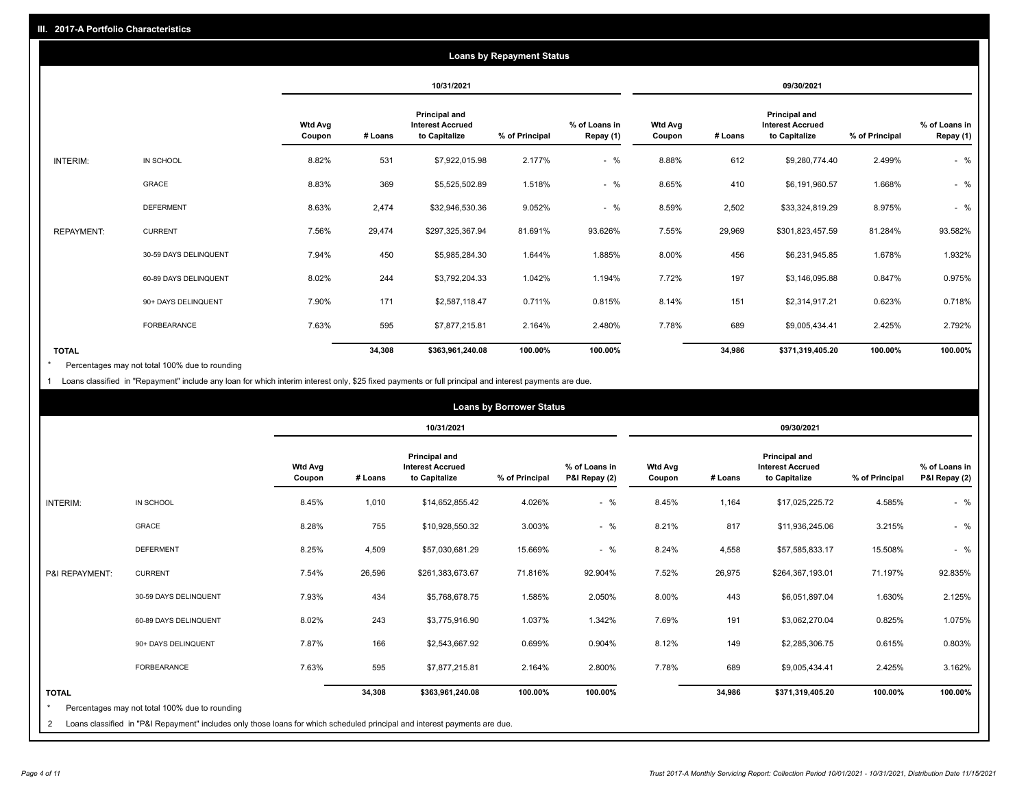## III. 2017-A Portfolio Characteristics

### Loans by Repayment Status

| | | 10/31/2021 | | | | | 09/30/2021 | | | | |
|---|---|---|---|---|---|---|---|---|---|---|---|
| | | Wtd Avg Coupon | # Loans | Principal and Interest Accrued to Capitalize | % of Principal | % of Loans in Repay (1) | Wtd Avg Coupon | # Loans | Principal and Interest Accrued to Capitalize | % of Principal | % of Loans in Repay (1) |
| INTERIM: | IN SCHOOL | 8.82% | 531 | $7,922,015.98 | 2.177% | - % | 8.88% | 612 | $9,280,774.40 | 2.499% | - % |
| | GRACE | 8.83% | 369 | $5,525,502.89 | 1.518% | - % | 8.65% | 410 | $6,191,960.57 | 1.668% | - % |
| | DEFERMENT | 8.63% | 2,474 | $32,946,530.36 | 9.052% | - % | 8.59% | 2,502 | $33,324,819.29 | 8.975% | - % |
| REPAYMENT: | CURRENT | 7.56% | 29,474 | $297,325,367.94 | 81.691% | 93.626% | 7.55% | 29,969 | $301,823,457.59 | 81.284% | 93.582% |
| | 30-59 DAYS DELINQUENT | 7.94% | 450 | $5,985,284.30 | 1.644% | 1.885% | 8.00% | 456 | $6,231,945.85 | 1.678% | 1.932% |
| | 60-89 DAYS DELINQUENT | 8.02% | 244 | $3,792,204.33 | 1.042% | 1.194% | 7.72% | 197 | $3,146,095.88 | 0.847% | 0.975% |
| | 90+ DAYS DELINQUENT | 7.90% | 171 | $2,587,118.47 | 0.711% | 0.815% | 8.14% | 151 | $2,314,917.21 | 0.623% | 0.718% |
| | FORBEARANCE | 7.63% | 595 | $7,877,215.81 | 2.164% | 2.480% | 7.78% | 689 | $9,005,434.41 | 2.425% | 2.792% |
| TOTAL | | | 34,308 | $363,961,240.08 | 100.00% | 100.00% | | 34,986 | $371,319,405.20 | 100.00% | 100.00% |

* Percentages may not total 100% due to rounding

1 Loans classified in "Repayment" include any loan for which interim interest only, $25 fixed payments or full principal and interest payments are due.

### Loans by Borrower Status

| | | 10/31/2021 | | | | | 09/30/2021 | | | | |
|---|---|---|---|---|---|---|---|---|---|---|---|
| | | Wtd Avg Coupon | # Loans | Principal and Interest Accrued to Capitalize | % of Principal | % of Loans in P&I Repay (2) | Wtd Avg Coupon | # Loans | Principal and Interest Accrued to Capitalize | % of Principal | % of Loans in P&I Repay (2) |
| INTERIM: | IN SCHOOL | 8.45% | 1,010 | $14,652,855.42 | 4.026% | - % | 8.45% | 1,164 | $17,025,225.72 | 4.585% | - % |
| | GRACE | 8.28% | 755 | $10,928,550.32 | 3.003% | - % | 8.21% | 817 | $11,936,245.06 | 3.215% | - % |
| | DEFERMENT | 8.25% | 4,509 | $57,030,681.29 | 15.669% | - % | 8.24% | 4,558 | $57,585,833.17 | 15.508% | - % |
| P&I REPAYMENT: | CURRENT | 7.54% | 26,596 | $261,383,673.67 | 71.816% | 92.904% | 7.52% | 26,975 | $264,367,193.01 | 71.197% | 92.835% |
| | 30-59 DAYS DELINQUENT | 7.93% | 434 | $5,768,678.75 | 1.585% | 2.050% | 8.00% | 443 | $6,051,897.04 | 1.630% | 2.125% |
| | 60-89 DAYS DELINQUENT | 8.02% | 243 | $3,775,916.90 | 1.037% | 1.342% | 7.69% | 191 | $3,062,270.04 | 0.825% | 1.075% |
| | 90+ DAYS DELINQUENT | 7.87% | 166 | $2,543,667.92 | 0.699% | 0.904% | 8.12% | 149 | $2,285,306.75 | 0.615% | 0.803% |
| | FORBEARANCE | 7.63% | 595 | $7,877,215.81 | 2.164% | 2.800% | 7.78% | 689 | $9,005,434.41 | 2.425% | 3.162% |
| TOTAL | | | 34,308 | $363,961,240.08 | 100.00% | 100.00% | | 34,986 | $371,319,405.20 | 100.00% | 100.00% |

* Percentages may not total 100% due to rounding

2 Loans classified in "P&I Repayment" includes only those loans for which scheduled principal and interest payments are due.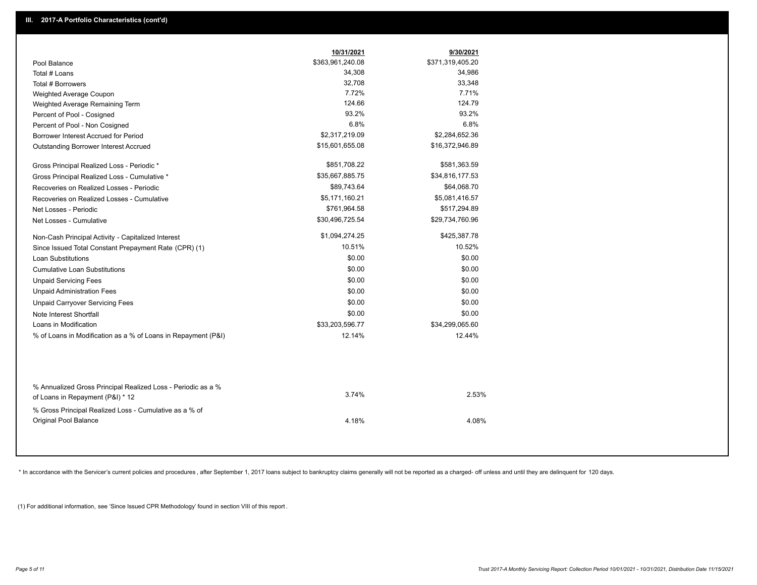## III. 2017-A Portfolio Characteristics (cont'd)

| | 10/31/2021 | 9/30/2021 |
|---|---|---|
| Pool Balance | $363,961,240.08 | $371,319,405.20 |
| Total # Loans | 34,308 | 34,986 |
| Total # Borrowers | 32,708 | 33,348 |
| Weighted Average Coupon | 7.72% | 7.71% |
| Weighted Average Remaining Term | 124.66 | 124.79 |
| Percent of Pool - Cosigned | 93.2% | 93.2% |
| Percent of Pool - Non Cosigned | 6.8% | 6.8% |
| Borrower Interest Accrued for Period | $2,317,219.09 | $2,284,652.36 |
| Outstanding Borrower Interest Accrued | $15,601,655.08 | $16,372,946.89 |
| Gross Principal Realized Loss - Periodic * | $851,708.22 | $581,363.59 |
| Gross Principal Realized Loss - Cumulative * | $35,667,885.75 | $34,816,177.53 |
| Recoveries on Realized Losses - Periodic | $89,743.64 | $64,068.70 |
| Recoveries on Realized Losses - Cumulative | $5,171,160.21 | $5,081,416.57 |
| Net Losses - Periodic | $761,964.58 | $517,294.89 |
| Net Losses - Cumulative | $30,496,725.54 | $29,734,760.96 |
| Non-Cash Principal Activity - Capitalized Interest | $1,094,274.25 | $425,387.78 |
| Since Issued Total Constant Prepayment Rate (CPR) (1) | 10.51% | 10.52% |
| Loan Substitutions | $0.00 | $0.00 |
| Cumulative Loan Substitutions | $0.00 | $0.00 |
| Unpaid Servicing Fees | $0.00 | $0.00 |
| Unpaid Administration Fees | $0.00 | $0.00 |
| Unpaid Carryover Servicing Fees | $0.00 | $0.00 |
| Note Interest Shortfall | $0.00 | $0.00 |
| Loans in Modification | $33,203,596.77 | $34,299,065.60 |
| % of Loans in Modification as a % of Loans in Repayment (P&I) | 12.14% | 12.44% |
| % Annualized Gross Principal Realized Loss - Periodic as a % of Loans in Repayment (P&I) * 12 | 3.74% | 2.53% |
| % Gross Principal Realized Loss - Cumulative as a % of Original Pool Balance | 4.18% | 4.08% |

* In accordance with the Servicer's current policies and procedures , after September 1, 2017 loans subject to bankruptcy claims generally will not be reported as a charged- off unless and until they are delinquent for 120 days.

(1) For additional information, see 'Since Issued CPR Methodology' found in section VIII of this report .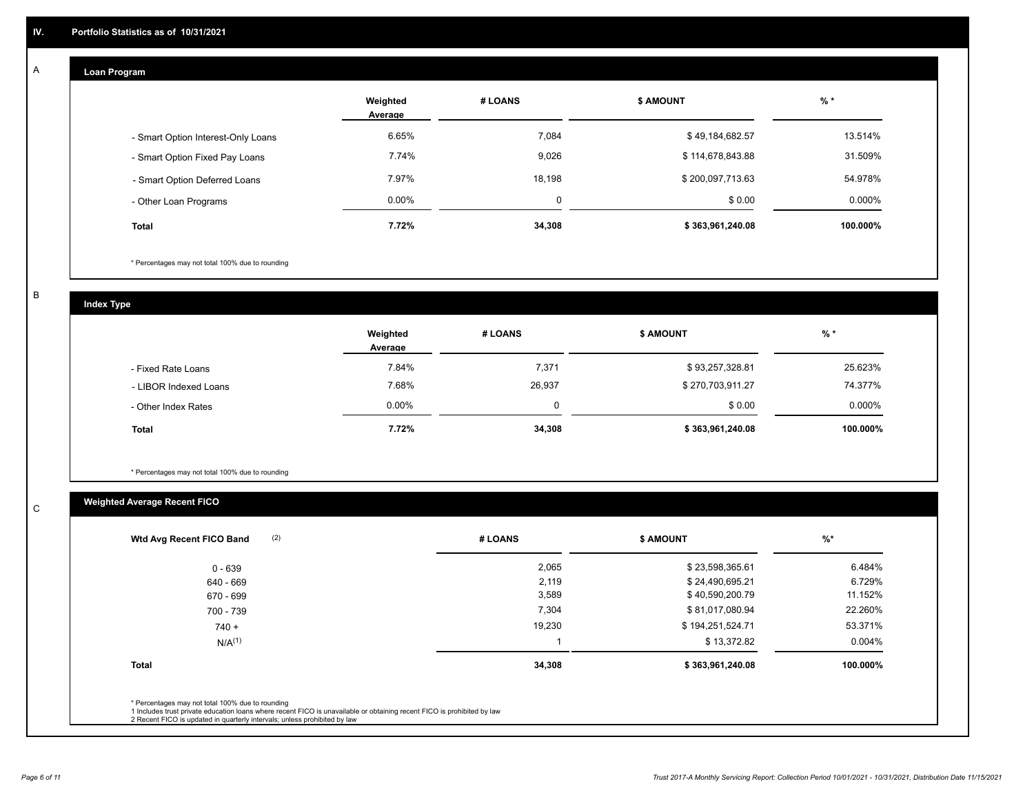## IV. Portfolio Statistics as of 10/31/2021

### A Loan Program

| | Weighted Average | # LOANS | $ AMOUNT | % * |
|---|---|---|---|---|
| - Smart Option Interest-Only Loans | 6.65% | 7,084 | $ 49,184,682.57 | 13.514% |
| - Smart Option Fixed Pay Loans | 7.74% | 9,026 | $ 114,678,843.88 | 31.509% |
| - Smart Option Deferred Loans | 7.97% | 18,198 | $ 200,097,713.63 | 54.978% |
| - Other Loan Programs | 0.00% | 0 | $ 0.00 | 0.000% |
| **Total** | **7.72%** | **34,308** | **$ 363,961,240.08** | **100.000%** |

* Percentages may not total 100% due to rounding

### B Index Type

| | Weighted Average | # LOANS | $ AMOUNT | % * |
|---|---|---|---|---|
| - Fixed Rate Loans | 7.84% | 7,371 | $ 93,257,328.81 | 25.623% |
| - LIBOR Indexed Loans | 7.68% | 26,937 | $ 270,703,911.27 | 74.377% |
| - Other Index Rates | 0.00% | 0 | $ 0.00 | 0.000% |
| **Total** | **7.72%** | **34,308** | **$ 363,961,240.08** | **100.000%** |

* Percentages may not total 100% due to rounding

### C Weighted Average Recent FICO

| Wtd Avg Recent FICO Band (2) | # LOANS | $ AMOUNT | %* |
|---|---|---|---|
| 0 - 639 | 2,065 | $ 23,598,365.61 | 6.484% |
| 640 - 669 | 2,119 | $ 24,490,695.21 | 6.729% |
| 670 - 699 | 3,589 | $ 40,590,200.79 | 11.152% |
| 700 - 739 | 7,304 | $ 81,017,080.94 | 22.260% |
| 740 + | 19,230 | $ 194,251,524.71 | 53.371% |
| N/A(1) | 1 | $ 13,372.82 | 0.004% |
| **Total** | **34,308** | **$ 363,961,240.08** | **100.000%** |

* Percentages may not total 100% due to rounding
1 Includes trust private education loans where recent FICO is unavailable or obtaining recent FICO is prohibited by law
2 Recent FICO is updated in quarterly intervals; unless prohibited by law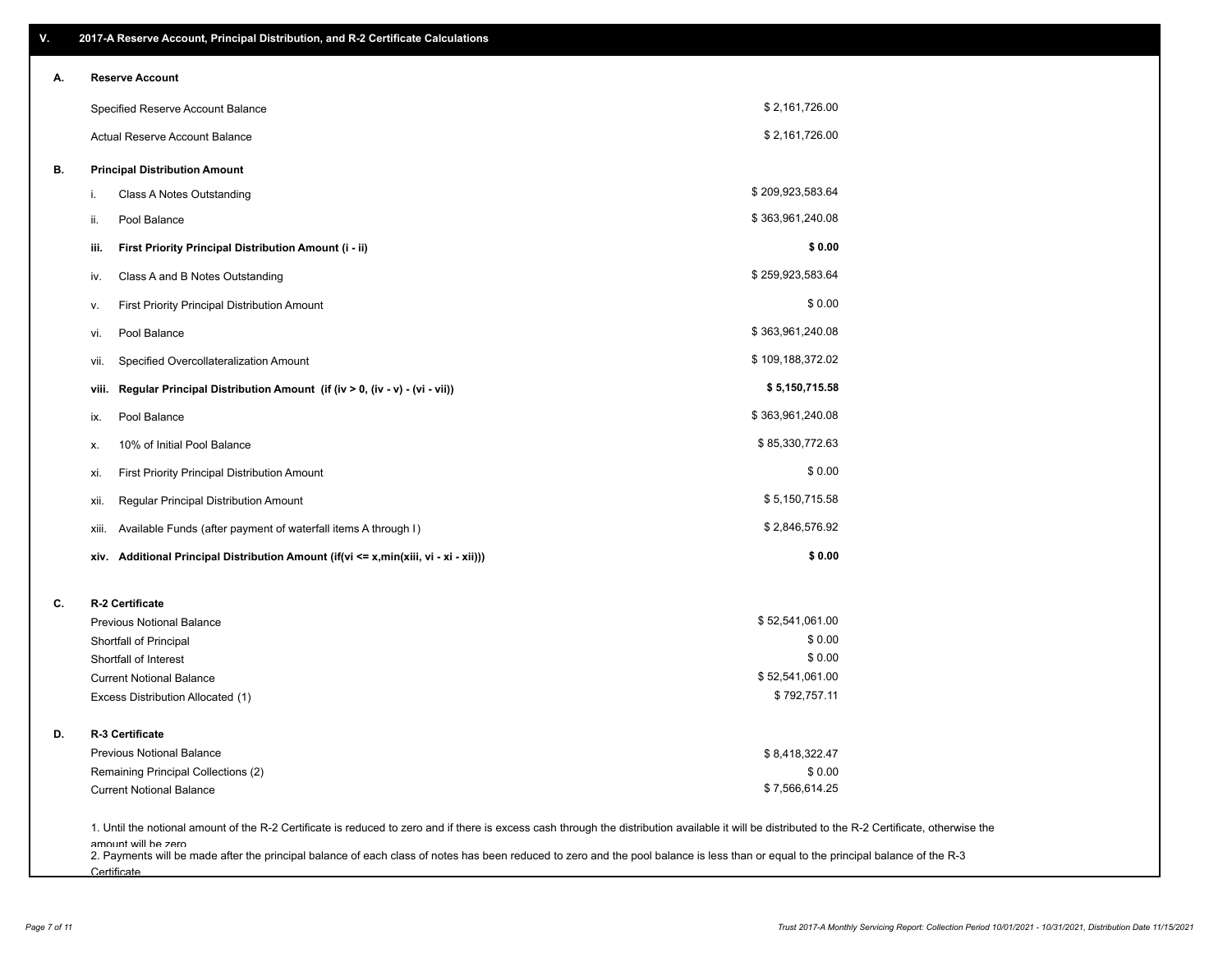## V. 2017-A Reserve Account, Principal Distribution, and R-2 Certificate Calculations

### A. Reserve Account

| | |
|---|---|
| Specified Reserve Account Balance | $ 2,161,726.00 |
| Actual Reserve Account Balance | $ 2,161,726.00 |

### B. Principal Distribution Amount

| | | |
|---|---|---|
| i. | Class A Notes Outstanding | $ 209,923,583.64 |
| ii. | Pool Balance | $ 363,961,240.08 |
| **iii.** | **First Priority Principal Distribution Amount (i - ii)** | **$ 0.00** |
| iv. | Class A and B Notes Outstanding | $ 259,923,583.64 |
| v. | First Priority Principal Distribution Amount | $ 0.00 |
| vi. | Pool Balance | $ 363,961,240.08 |
| vii. | Specified Overcollateralization Amount | $ 109,188,372.02 |
| **viii.** | **Regular Principal Distribution Amount (if (iv > 0, (iv - v) - (vi - vii))** | **$ 5,150,715.58** |
| ix. | Pool Balance | $ 363,961,240.08 |
| x. | 10% of Initial Pool Balance | $ 85,330,772.63 |
| xi. | First Priority Principal Distribution Amount | $ 0.00 |
| xii. | Regular Principal Distribution Amount | $ 5,150,715.58 |
| xiii. | Available Funds (after payment of waterfall items A through I) | $ 2,846,576.92 |
| **xiv.** | **Additional Principal Distribution Amount (if(vi <= x,min(xiii, vi - xi - xii)))** | **$ 0.00** |

### C. R-2 Certificate

| | |
|---|---|
| Previous Notional Balance | $ 52,541,061.00 |
| Shortfall of Principal | $ 0.00 |
| Shortfall of Interest | $ 0.00 |
| Current Notional Balance | $ 52,541,061.00 |
| Excess Distribution Allocated (1) | $ 792,757.11 |

### D. R-3 Certificate

| | |
|---|---|
| Previous Notional Balance | $ 8,418,322.47 |
| Remaining Principal Collections (2) | $ 0.00 |
| Current Notional Balance | $ 7,566,614.25 |

1. Until the notional amount of the R-2 Certificate is reduced to zero and if there is excess cash through the distribution available it will be distributed to the R-2 Certificate, otherwise the amount will be zero

2. Payments will be made after the principal balance of each class of notes has been reduced to zero and the pool balance is less than or equal to the principal balance of the R-3 Certificate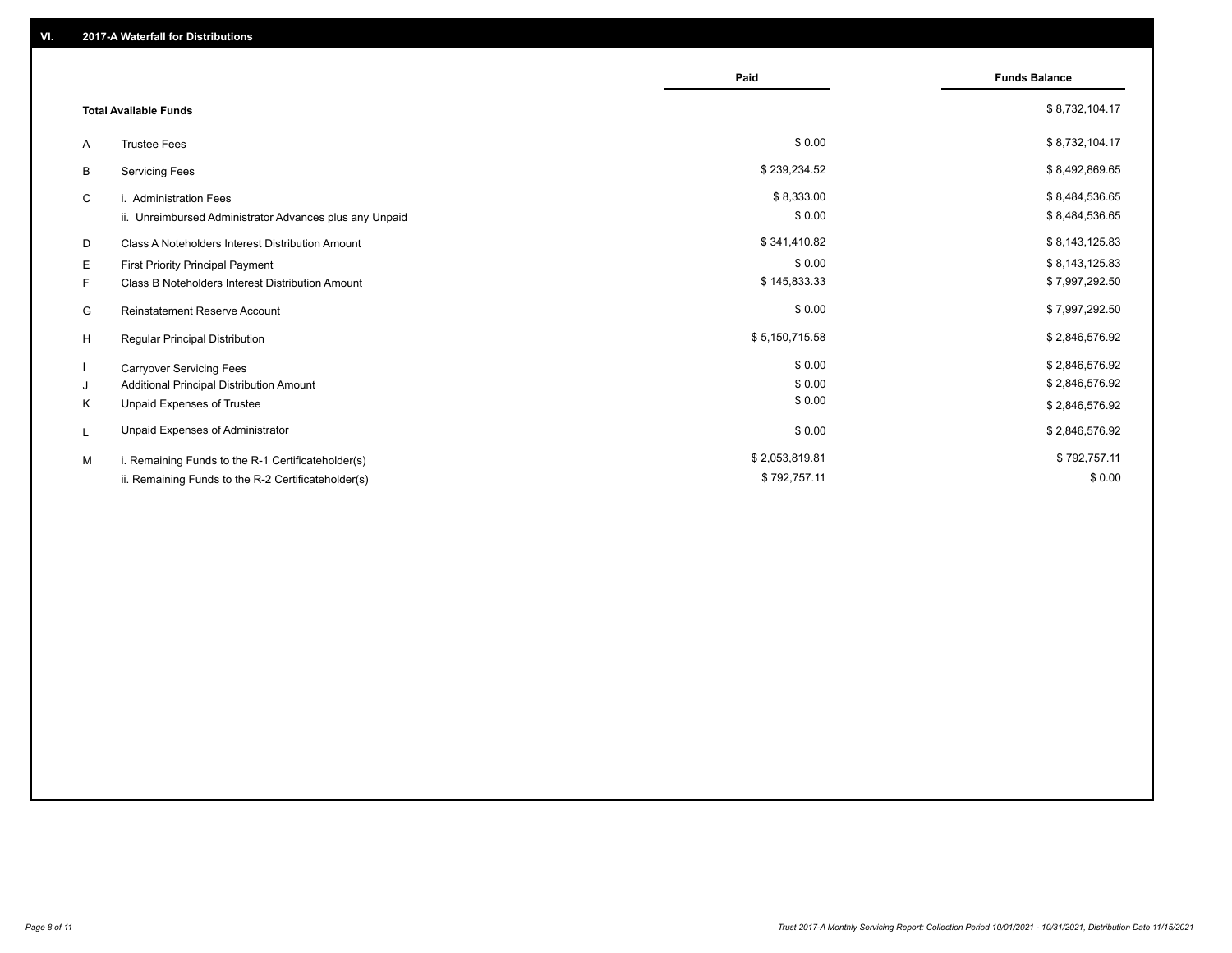## VI. 2017-A Waterfall for Distributions

| | | Paid | Funds Balance |
|---|---|---|---|
| | **Total Available Funds** | | $ 8,732,104.17 |
| A | Trustee Fees | $ 0.00 | $ 8,732,104.17 |
| B | Servicing Fees | $ 239,234.52 | $ 8,492,869.65 |
| C | i. Administration Fees | $ 8,333.00 | $ 8,484,536.65 |
| | ii. Unreimbursed Administrator Advances plus any Unpaid | $ 0.00 | $ 8,484,536.65 |
| D | Class A Noteholders Interest Distribution Amount | $ 341,410.82 | $ 8,143,125.83 |
| E | First Priority Principal Payment | $ 0.00 | $ 8,143,125.83 |
| F | Class B Noteholders Interest Distribution Amount | $ 145,833.33 | $ 7,997,292.50 |
| G | Reinstatement Reserve Account | $ 0.00 | $ 7,997,292.50 |
| H | Regular Principal Distribution | $ 5,150,715.58 | $ 2,846,576.92 |
| I | Carryover Servicing Fees | $ 0.00 | $ 2,846,576.92 |
| J | Additional Principal Distribution Amount | $ 0.00 | $ 2,846,576.92 |
| K | Unpaid Expenses of Trustee | $ 0.00 | $ 2,846,576.92 |
| L | Unpaid Expenses of Administrator | $ 0.00 | $ 2,846,576.92 |
| M | i. Remaining Funds to the R-1 Certificateholder(s) | $ 2,053,819.81 | $ 792,757.11 |
| | ii. Remaining Funds to the R-2 Certificateholder(s) | $ 792,757.11 | $ 0.00 |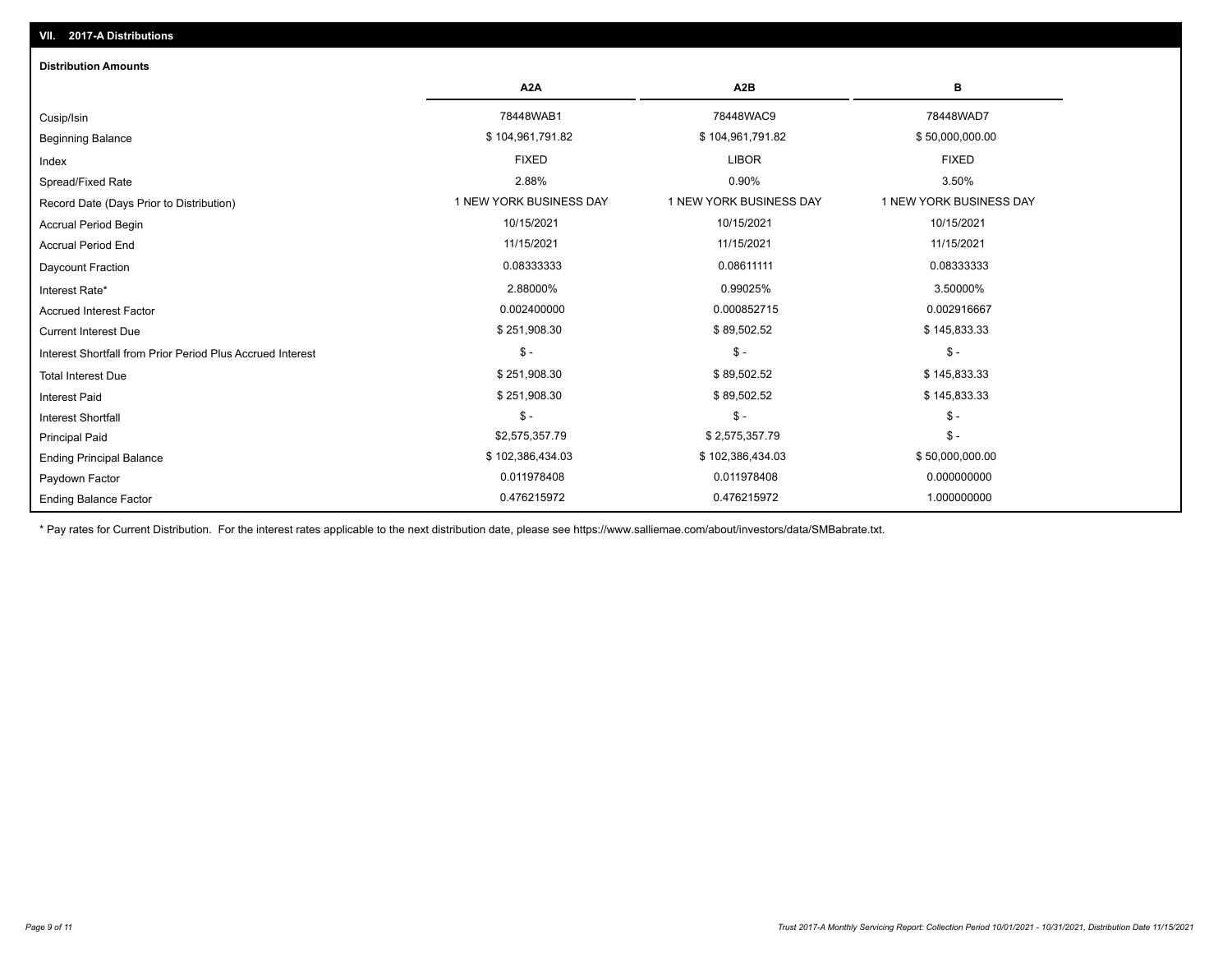## VII. 2017-A Distributions

### Distribution Amounts

| | A2A | A2B | B |
|---|---|---|---|
| Cusip/Isin | 78448WAB1 | 78448WAC9 | 78448WAD7 |
| Beginning Balance | $ 104,961,791.82 | $ 104,961,791.82 | $ 50,000,000.00 |
| Index | FIXED | LIBOR | FIXED |
| Spread/Fixed Rate | 2.88% | 0.90% | 3.50% |
| Record Date (Days Prior to Distribution) | 1 NEW YORK BUSINESS DAY | 1 NEW YORK BUSINESS DAY | 1 NEW YORK BUSINESS DAY |
| Accrual Period Begin | 10/15/2021 | 10/15/2021 | 10/15/2021 |
| Accrual Period End | 11/15/2021 | 11/15/2021 | 11/15/2021 |
| Daycount Fraction | 0.08333333 | 0.08611111 | 0.08333333 |
| Interest Rate* | 2.88000% | 0.99025% | 3.50000% |
| Accrued Interest Factor | 0.002400000 | 0.000852715 | 0.002916667 |
| Current Interest Due | $ 251,908.30 | $ 89,502.52 | $ 145,833.33 |
| Interest Shortfall from Prior Period Plus Accrued Interest | $ - | $ - | $ - |
| Total Interest Due | $ 251,908.30 | $ 89,502.52 | $ 145,833.33 |
| Interest Paid | $ 251,908.30 | $ 89,502.52 | $ 145,833.33 |
| Interest Shortfall | $ - | $ - | $ - |
| Principal Paid | $2,575,357.79 | $ 2,575,357.79 | $ - |
| Ending Principal Balance | $ 102,386,434.03 | $ 102,386,434.03 | $ 50,000,000.00 |
| Paydown Factor | 0.011978408 | 0.011978408 | 0.000000000 |
| Ending Balance Factor | 0.476215972 | 0.476215972 | 1.000000000 |

* Pay rates for Current Distribution. For the interest rates applicable to the next distribution date, please see https://www.salliemae.com/about/investors/data/SMBabrate.txt.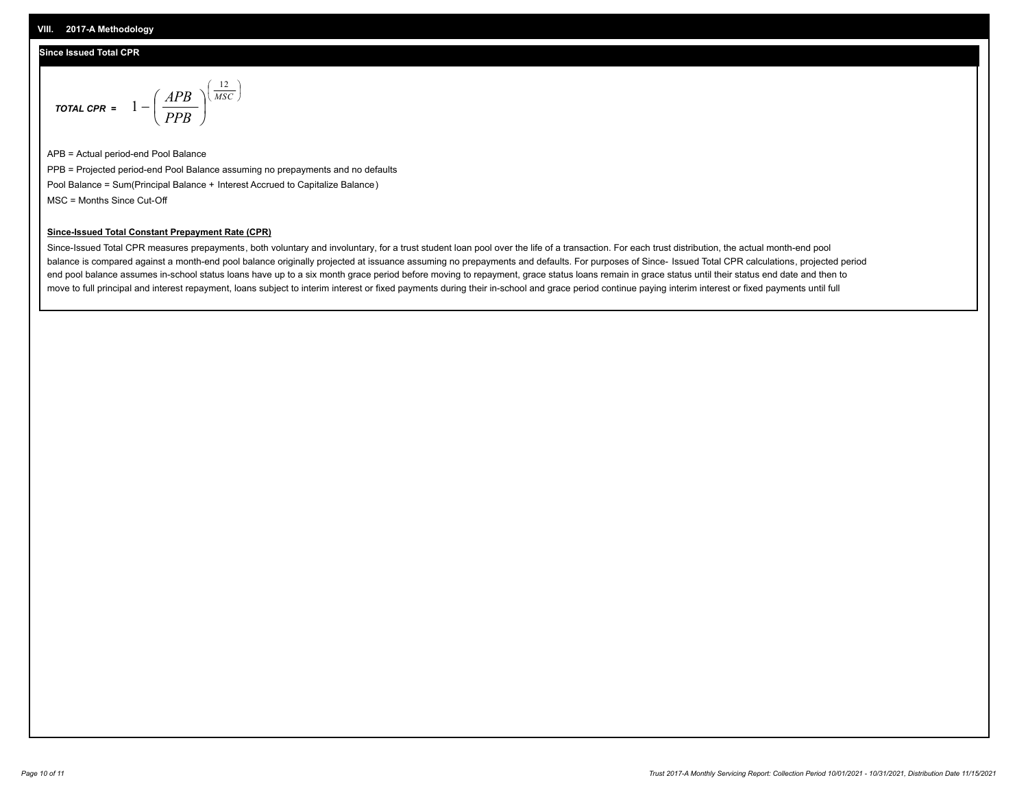## VIII. 2017-A Methodology

### Since Issued Total CPR

$$\textit{TOTAL CPR} = 1 - \left( \frac{APB}{PPB} \right)^{\left( \frac{12}{MSC} \right)}$$

APB = Actual period-end Pool Balance

PPB = Projected period-end Pool Balance assuming no prepayments and no defaults

Pool Balance = Sum(Principal Balance + Interest Accrued to Capitalize Balance)

MSC = Months Since Cut-Off

**Since-Issued Total Constant Prepayment Rate (CPR)**

Since-Issued Total CPR measures prepayments, both voluntary and involuntary, for a trust student loan pool over the life of a transaction. For each trust distribution, the actual month-end pool balance is compared against a month-end pool balance originally projected at issuance assuming no prepayments and defaults. For purposes of Since- Issued Total CPR calculations, projected period end pool balance assumes in-school status loans have up to a six month grace period before moving to repayment, grace status loans remain in grace status until their status end date and then to move to full principal and interest repayment, loans subject to interim interest or fixed payments during their in-school and grace period continue paying interim interest or fixed payments until full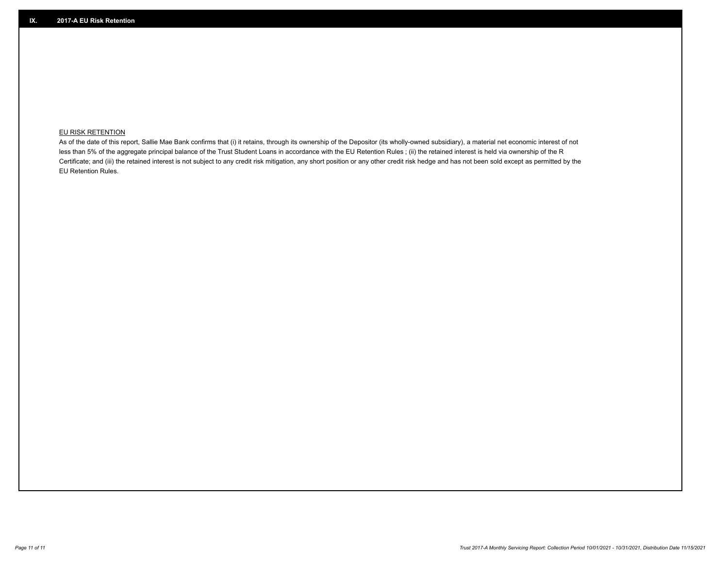## IX. 2017-A EU Risk Retention

EU RISK RETENTION

As of the date of this report, Sallie Mae Bank confirms that (i) it retains, through its ownership of the Depositor (its wholly-owned subsidiary), a material net economic interest of not less than 5% of the aggregate principal balance of the Trust Student Loans in accordance with the EU Retention Rules ; (ii) the retained interest is held via ownership of the R Certificate; and (iii) the retained interest is not subject to any credit risk mitigation, any short position or any other credit risk hedge and has not been sold except as permitted by the EU Retention Rules.